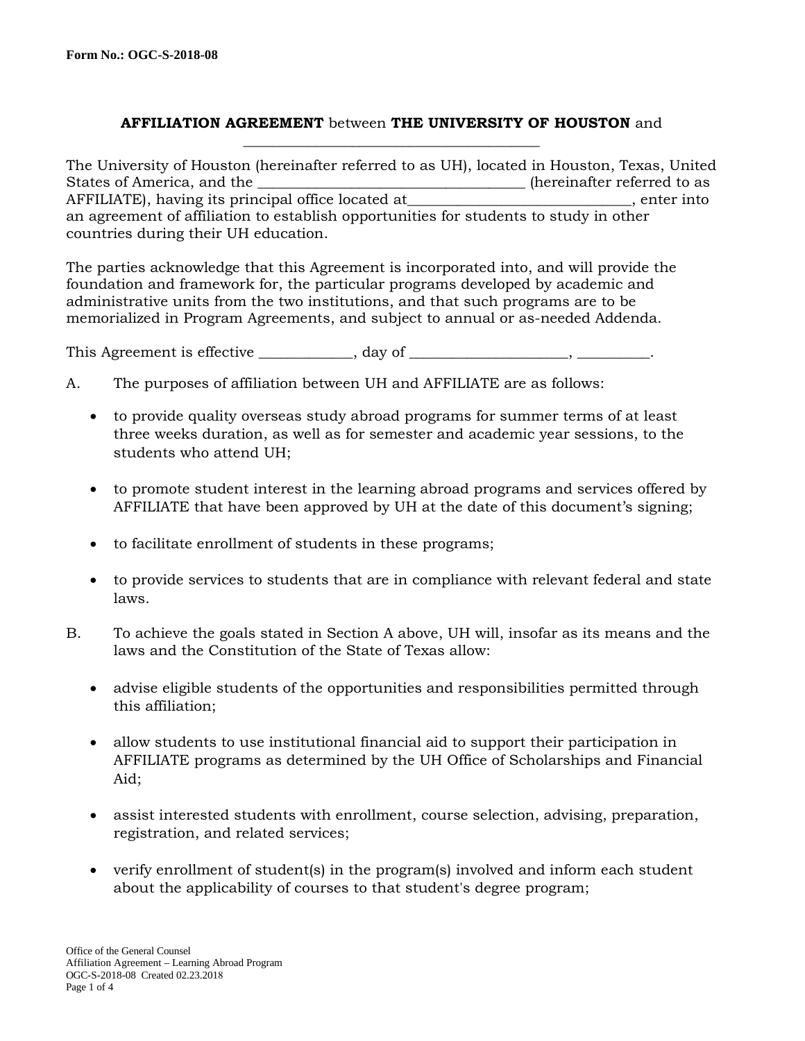Form No.: OGC-S-2018-08

**AFFILIATION AGREEMENT** between **THE UNIVERSITY OF HOUSTON** and \_\_\_\_\_\_\_\_\_\_\_\_\_\_\_\_\_\_\_\_\_\_\_\_\_\_\_\_\_\_\_\_\_\_\_\_\_\_\_\_

The University of Houston (hereinafter referred to as UH), located in Houston, Texas, United States of America, and the \_\_\_\_\_\_\_\_\_\_\_\_\_\_\_\_\_\_\_\_\_\_\_\_\_\_\_\_\_\_\_\_\_\_\_\_ (hereinafter referred to as AFFILIATE), having its principal office located at\_\_\_\_\_\_\_\_\_\_\_\_\_\_\_\_\_\_\_\_\_\_\_\_\_\_\_\_\_\_, enter into an agreement of affiliation to establish opportunities for students to study in other countries during their UH education.

The parties acknowledge that this Agreement is incorporated into, and will provide the foundation and framework for, the particular programs developed by academic and administrative units from the two institutions, and that such programs are to be memorialized in Program Agreements, and subject to annual or as-needed Addenda.

This Agreement is effective \_\_\_\_\_\_\_\_\_\_\_\_\_, day of \_\_\_\_\_\_\_\_\_\_\_\_\_\_\_\_\_\_\_\_\_\_, \_\_\_\_\_\_\_\_\_\_.

A. The purposes of affiliation between UH and AFFILIATE are as follows:

- to provide quality overseas study abroad programs for summer terms of at least three weeks duration, as well as for semester and academic year sessions, to the students who attend UH;
- to promote student interest in the learning abroad programs and services offered by AFFILIATE that have been approved by UH at the date of this document's signing;
- to facilitate enrollment of students in these programs;
- to provide services to students that are in compliance with relevant federal and state laws.

B. To achieve the goals stated in Section A above, UH will, insofar as its means and the laws and the Constitution of the State of Texas allow:

- advise eligible students of the opportunities and responsibilities permitted through this affiliation;
- allow students to use institutional financial aid to support their participation in AFFILIATE programs as determined by the UH Office of Scholarships and Financial Aid;
- assist interested students with enrollment, course selection, advising, preparation, registration, and related services;
- verify enrollment of student(s) in the program(s) involved and inform each student about the applicability of courses to that student's degree program;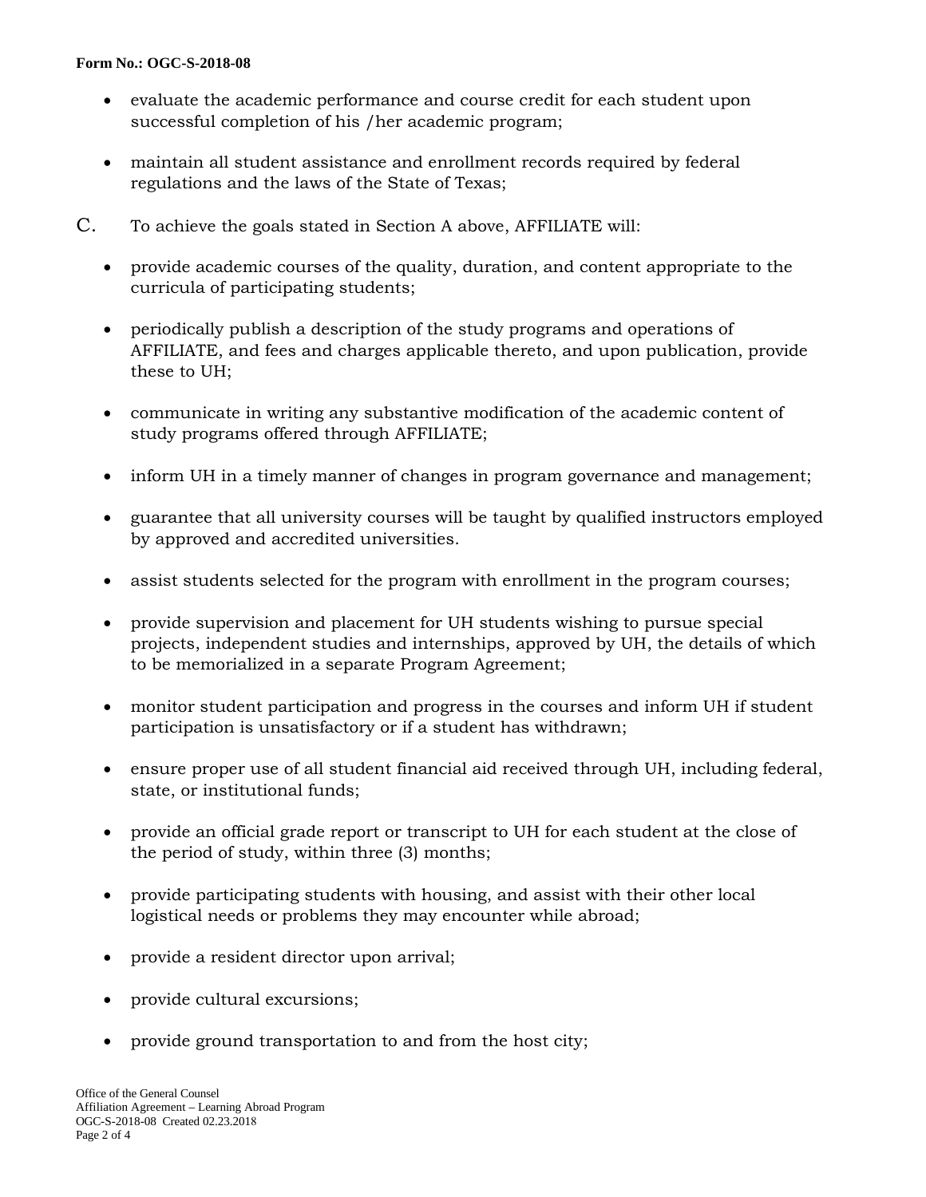- evaluate the academic performance and course credit for each student upon successful completion of his /her academic program;

- maintain all student assistance and enrollment records required by federal regulations and the laws of the State of Texas;

C. To achieve the goals stated in Section A above, AFFILIATE will:

- provide academic courses of the quality, duration, and content appropriate to the curricula of participating students;

- periodically publish a description of the study programs and operations of AFFILIATE, and fees and charges applicable thereto, and upon publication, provide these to UH;

- communicate in writing any substantive modification of the academic content of study programs offered through AFFILIATE;

- inform UH in a timely manner of changes in program governance and management;

- guarantee that all university courses will be taught by qualified instructors employed by approved and accredited universities.

- assist students selected for the program with enrollment in the program courses;

- provide supervision and placement for UH students wishing to pursue special projects, independent studies and internships, approved by UH, the details of which to be memorialized in a separate Program Agreement;

- monitor student participation and progress in the courses and inform UH if student participation is unsatisfactory or if a student has withdrawn;

- ensure proper use of all student financial aid received through UH, including federal, state, or institutional funds;

- provide an official grade report or transcript to UH for each student at the close of the period of study, within three (3) months;

- provide participating students with housing, and assist with their other local logistical needs or problems they may encounter while abroad;

- provide a resident director upon arrival;

- provide cultural excursions;

- provide ground transportation to and from the host city;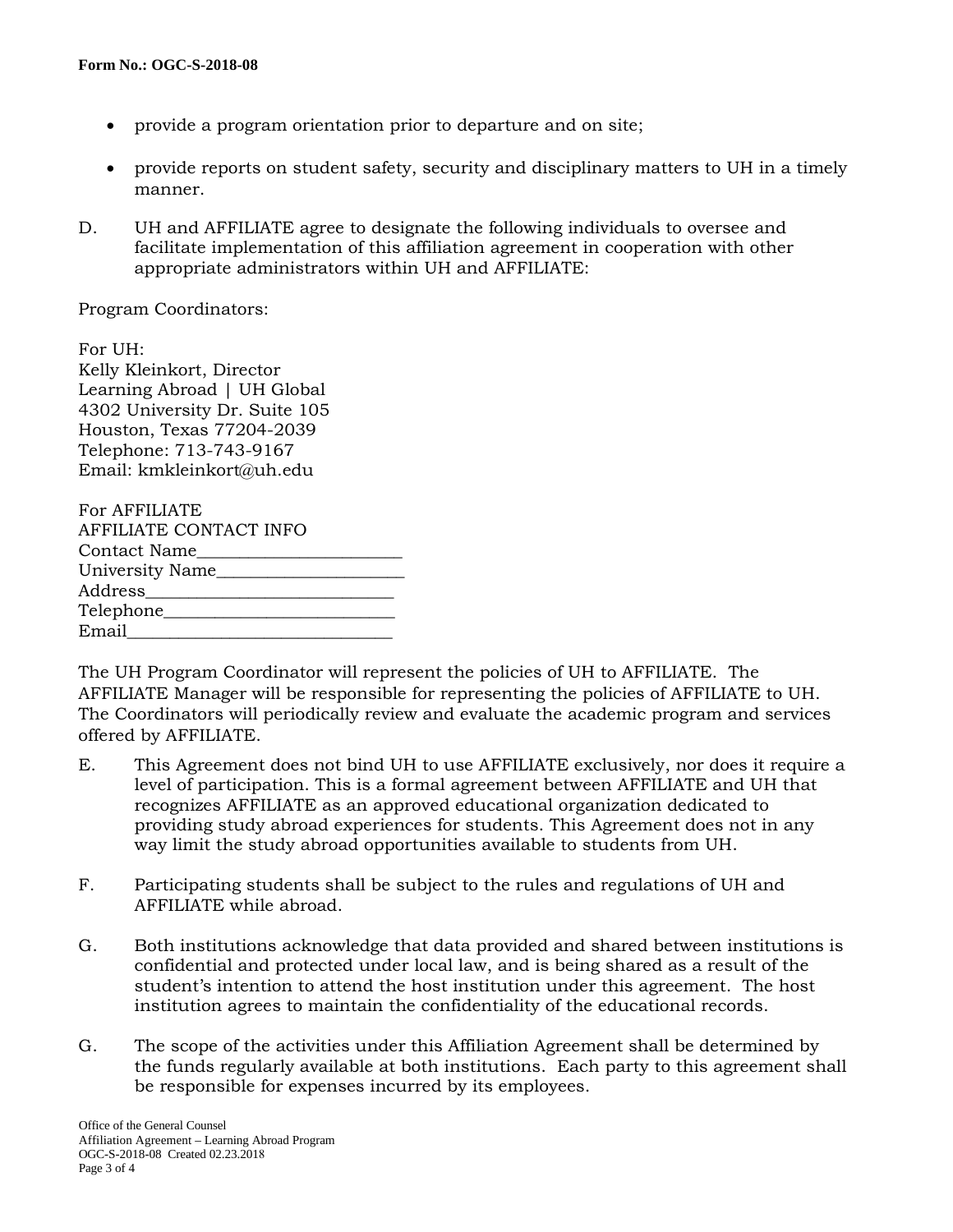- provide a program orientation prior to departure and on site;
- provide reports on student safety, security and disciplinary matters to UH in a timely manner.

D. UH and AFFILIATE agree to designate the following individuals to oversee and facilitate implementation of this affiliation agreement in cooperation with other appropriate administrators within UH and AFFILIATE:

Program Coordinators:

For UH:
Kelly Kleinkort, Director
Learning Abroad | UH Global
4302 University Dr. Suite 105
Houston, Texas 77204-2039
Telephone: 713-743-9167
Email: kmkleinkort@uh.edu

For AFFILIATE
AFFILIATE CONTACT INFO
Contact Name_______________________
University Name_____________________
Address___________________________
Telephone_________________________
Email_____________________________

The UH Program Coordinator will represent the policies of UH to AFFILIATE. The AFFILIATE Manager will be responsible for representing the policies of AFFILIATE to UH. The Coordinators will periodically review and evaluate the academic program and services offered by AFFILIATE.

E. This Agreement does not bind UH to use AFFILIATE exclusively, nor does it require a level of participation. This is a formal agreement between AFFILIATE and UH that recognizes AFFILIATE as an approved educational organization dedicated to providing study abroad experiences for students. This Agreement does not in any way limit the study abroad opportunities available to students from UH.

F. Participating students shall be subject to the rules and regulations of UH and AFFILIATE while abroad.

G. Both institutions acknowledge that data provided and shared between institutions is confidential and protected under local law, and is being shared as a result of the student's intention to attend the host institution under this agreement. The host institution agrees to maintain the confidentiality of the educational records.

G. The scope of the activities under this Affiliation Agreement shall be determined by the funds regularly available at both institutions. Each party to this agreement shall be responsible for expenses incurred by its employees.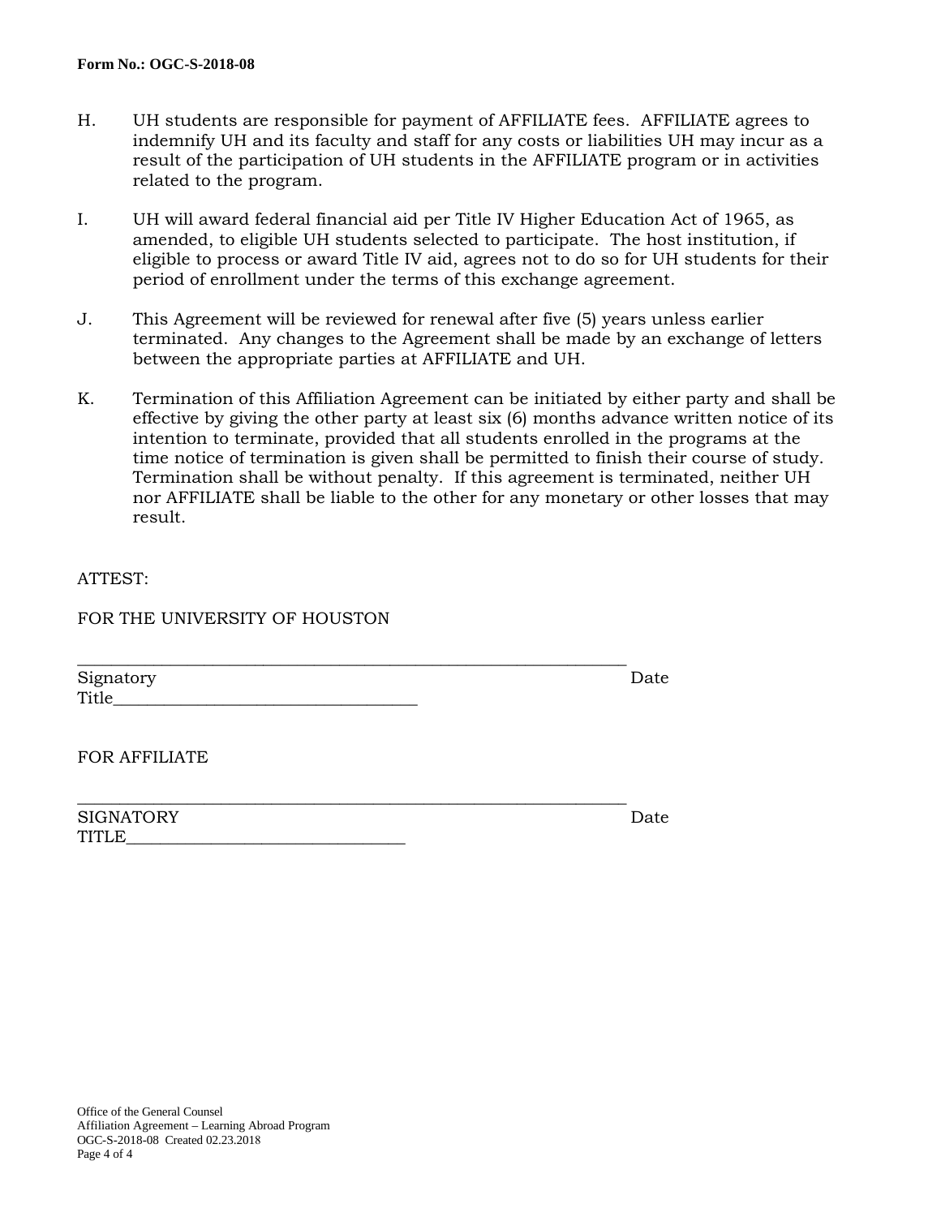H. UH students are responsible for payment of AFFILIATE fees. AFFILIATE agrees to indemnify UH and its faculty and staff for any costs or liabilities UH may incur as a result of the participation of UH students in the AFFILIATE program or in activities related to the program.

I. UH will award federal financial aid per Title IV Higher Education Act of 1965, as amended, to eligible UH students selected to participate. The host institution, if eligible to process or award Title IV aid, agrees not to do so for UH students for their period of enrollment under the terms of this exchange agreement.

J. This Agreement will be reviewed for renewal after five (5) years unless earlier terminated. Any changes to the Agreement shall be made by an exchange of letters between the appropriate parties at AFFILIATE and UH.

K. Termination of this Affiliation Agreement can be initiated by either party and shall be effective by giving the other party at least six (6) months advance written notice of its intention to terminate, provided that all students enrolled in the programs at the time notice of termination is given shall be permitted to finish their course of study. Termination shall be without penalty. If this agreement is terminated, neither UH nor AFFILIATE shall be liable to the other for any monetary or other losses that may result.

ATTEST:

FOR THE UNIVERSITY OF HOUSTON

_________________________________________________________________
Signatory Date
Title__________________________________

FOR AFFILIATE

_________________________________________________________________
SIGNATORY Date
TITLE_______________________________